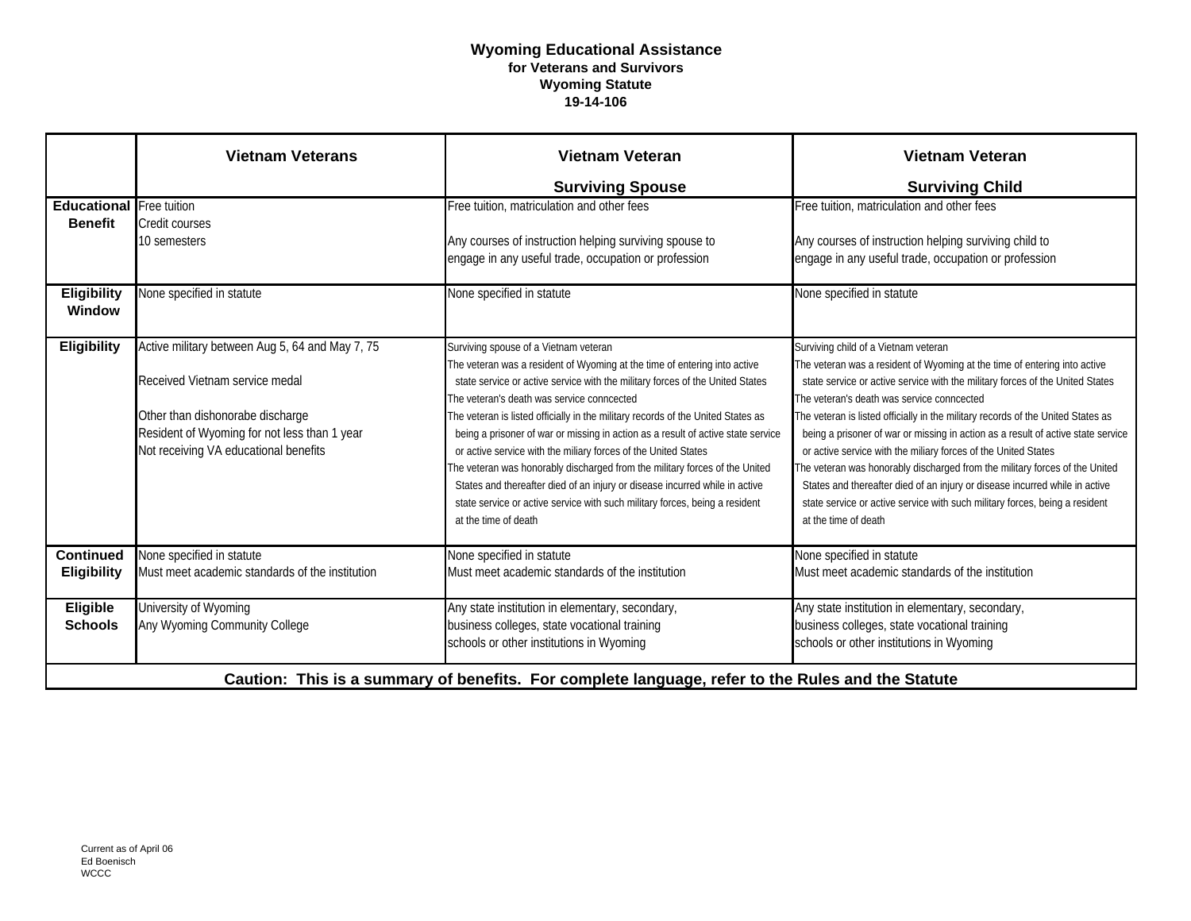# Wyoming Educational Assistance

### for Veterans and Survivors
### Wyoming Statute
### 19-14-106

| | **Vietnam Veterans** | **Vietnam Veteran Surviving Spouse** | **Vietnam Veteran Surviving Child** |
|---|---|---|---|
| **Educational Benefit** | Free tuition<br>Credit courses<br>10 semesters | Free tuition, matriculation and other fees<br><br>Any courses of instruction helping surviving spouse to engage in any useful trade, occupation or profession | Free tuition, matriculation and other fees<br><br>Any courses of instruction helping surviving child to engage in any useful trade, occupation or profession |
| **Eligibility Window** | None specified in statute | None specified in statute | None specified in statute |
| **Eligibility** | Active military between Aug 5, 64 and May 7, 75<br><br>Received Vietnam service medal<br><br>Other than dishonorabe discharge<br>Resident of Wyoming for not less than 1 year<br>Not receiving VA educational benefits | Surviving spouse of a Vietnam veteran<br>The veteran was a resident of Wyoming at the time of entering into active state service or active service with the military forces of the United States<br>The veteran's death was service conncected<br>The veteran is listed officially in the military records of the United States as being a prisoner of war or missing in action as a result of active state service or active service with the miliary forces of the United States<br>The veteran was honorably discharged from the military forces of the United States and thereafter died of an injury or disease incurred while in active state service or active service with such military forces, being a resident at the time of death | Surviving child of a Vietnam veteran<br>The veteran was a resident of Wyoming at the time of entering into active state service or active service with the military forces of the United States<br>The veteran's death was service conncected<br>The veteran is listed officially in the military records of the United States as being a prisoner of war or missing in action as a result of active state service or active service with the miliary forces of the United States<br>The veteran was honorably discharged from the military forces of the United States and thereafter died of an injury or disease incurred while in active state service or active service with such military forces, being a resident at the time of death |
| **Continued Eligibility** | None specified in statute<br>Must meet academic standards of the institution | None specified in statute<br>Must meet academic standards of the institution | None specified in statute<br>Must meet academic standards of the institution |
| **Eligible Schools** | University of Wyoming<br>Any Wyoming Community College | Any state institution in elementary, secondary, business colleges, state vocational training schools or other institutions in Wyoming | Any state institution in elementary, secondary, business colleges, state vocational training schools or other institutions in Wyoming |

**Caution: This is a summary of benefits. For complete language, refer to the Rules and the Statute**

Current as of April 06
Ed Boenisch
WCCC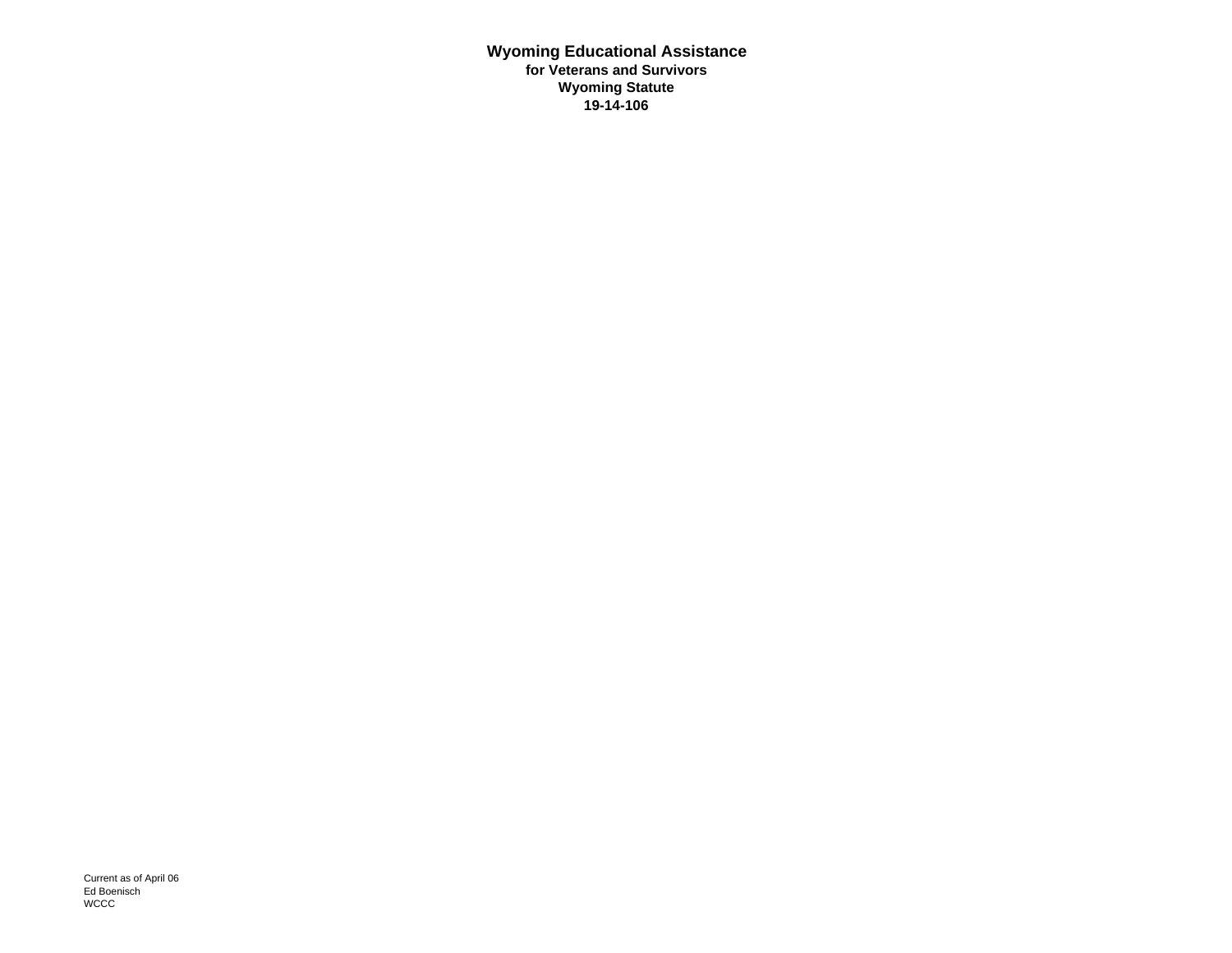**Wyoming Educational Assistance**
**for Veterans and Survivors**
**Wyoming Statute**
**19-14-106**

Current as of April 06
Ed Boenisch
WCCC